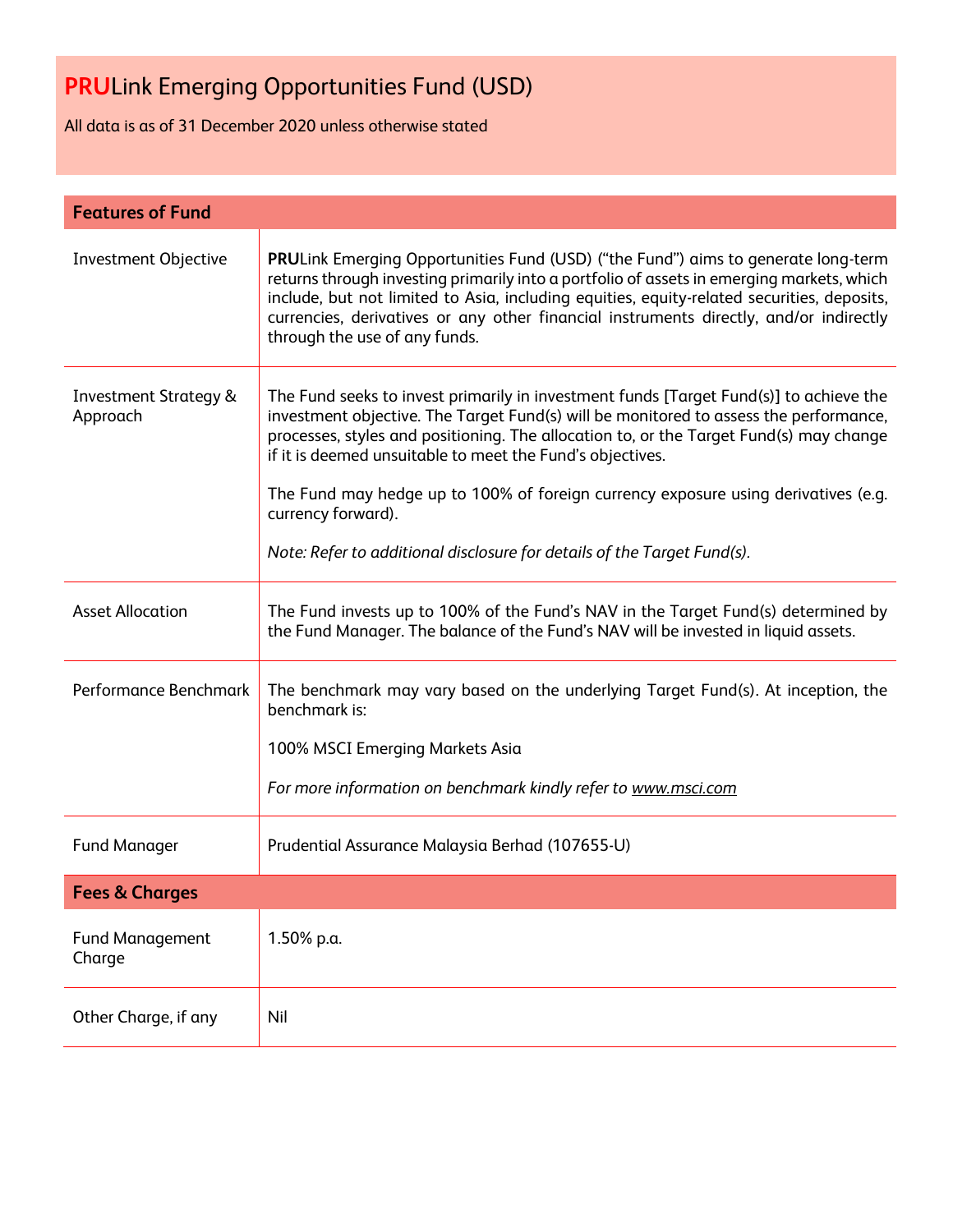# **PRU**Link Emerging Opportunities Fund (USD)

All data is as of 31 December 2020 unless otherwise stated

| **Features of Fund** | |
|---|---|
| Investment Objective | **PRU**Link Emerging Opportunities Fund (USD) ("the Fund") aims to generate long-term returns through investing primarily into a portfolio of assets in emerging markets, which include, but not limited to Asia, including equities, equity-related securities, deposits, currencies, derivatives or any other financial instruments directly, and/or indirectly through the use of any funds. |
| Investment Strategy & Approach | The Fund seeks to invest primarily in investment funds [Target Fund(s)] to achieve the investment objective. The Target Fund(s) will be monitored to assess the performance, processes, styles and positioning. The allocation to, or the Target Fund(s) may change if it is deemed unsuitable to meet the Fund's objectives.<br><br>The Fund may hedge up to 100% of foreign currency exposure using derivatives (e.g. currency forward).<br><br>*Note: Refer to additional disclosure for details of the Target Fund(s).* |
| Asset Allocation | The Fund invests up to 100% of the Fund's NAV in the Target Fund(s) determined by the Fund Manager. The balance of the Fund's NAV will be invested in liquid assets. |
| Performance Benchmark | The benchmark may vary based on the underlying Target Fund(s). At inception, the benchmark is:<br><br>100% MSCI Emerging Markets Asia<br><br>*For more information on benchmark kindly refer to www.msci.com* |
| Fund Manager | Prudential Assurance Malaysia Berhad (107655-U) |
| **Fees & Charges** | |
| Fund Management Charge | 1.50% p.a. |
| Other Charge, if any | Nil |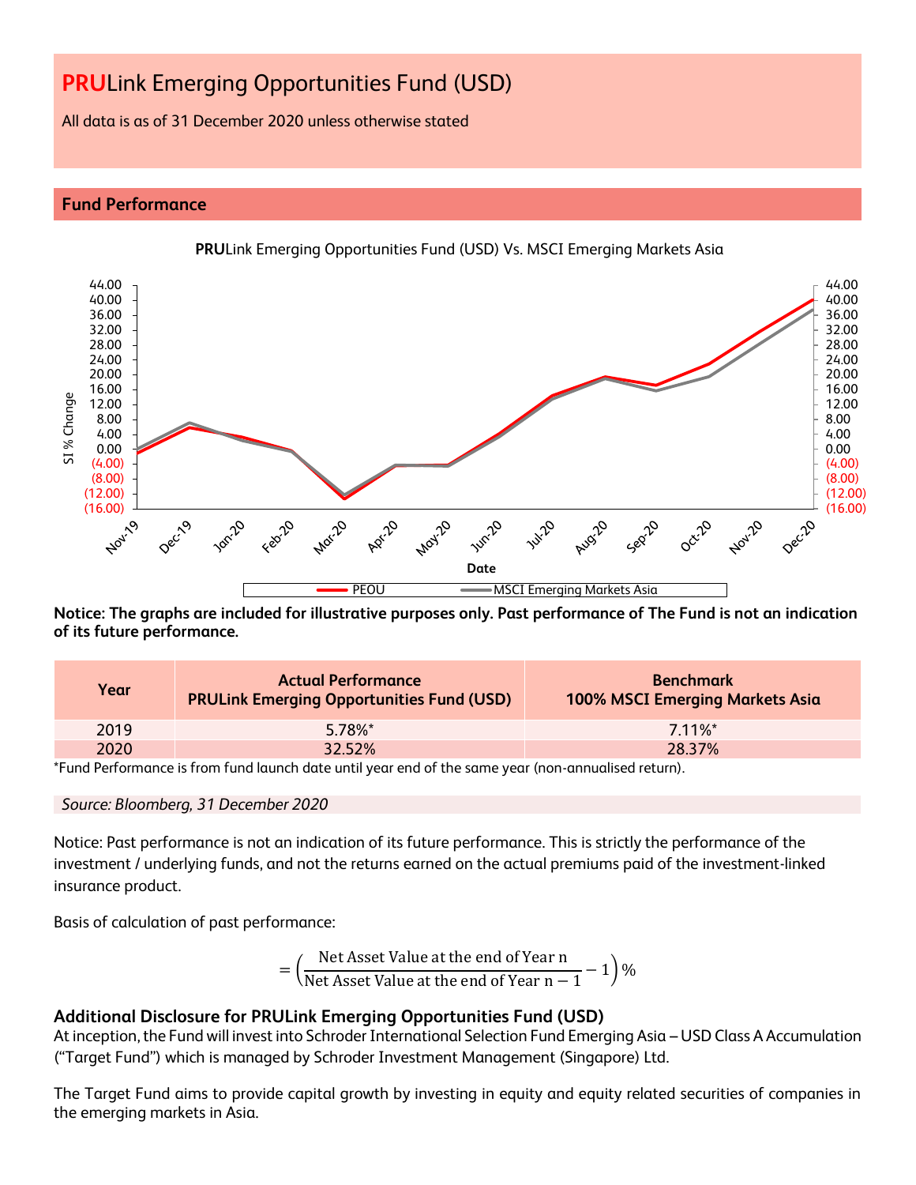# **PRU**Link Emerging Opportunities Fund (USD)

All data is as of 31 December 2020 unless otherwise stated

## Fund Performance

**PRU**Link Emerging Opportunities Fund (USD) Vs. MSCI Emerging Markets Asia

**Notice: The graphs are included for illustrative purposes only. Past performance of The Fund is not an indication of its future performance.**

| Year | Actual Performance PRULink Emerging Opportunities Fund (USD) | Benchmark 100% MSCI Emerging Markets Asia |
|---|---|---|
| 2019 | 5.78%* | 7.11%* |
| 2020 | 32.52% | 28.37% |

*Fund Performance is from fund launch date until year end of the same year (non-annualised return).

*Source: Bloomberg, 31 December 2020*

Notice: Past performance is not an indication of its future performance. This is strictly the performance of the investment / underlying funds, and not the returns earned on the actual premiums paid of the investment-linked insurance product.

Basis of calculation of past performance:

$$= \left( \frac{\text{Net Asset Value at the end of Year n}}{\text{Net Asset Value at the end of Year n} - 1} - 1 \right) \%$$

### Additional Disclosure for PRULink Emerging Opportunities Fund (USD)

At inception, the Fund will invest into Schroder International Selection Fund Emerging Asia – USD Class A Accumulation ("Target Fund") which is managed by Schroder Investment Management (Singapore) Ltd.

The Target Fund aims to provide capital growth by investing in equity and equity related securities of companies in the emerging markets in Asia.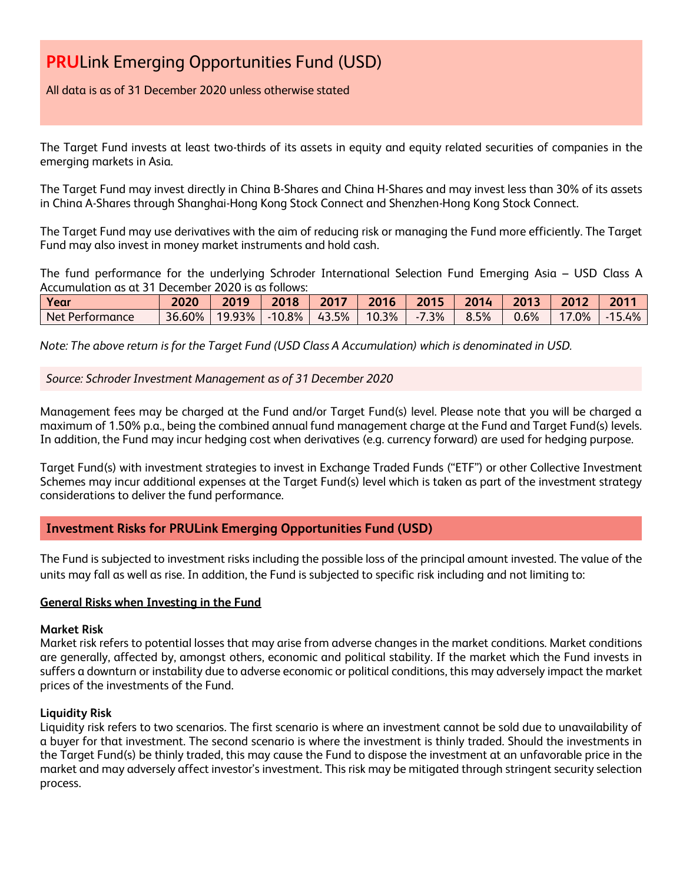# PRULink Emerging Opportunities Fund (USD)

All data is as of 31 December 2020 unless otherwise stated

The Target Fund invests at least two-thirds of its assets in equity and equity related securities of companies in the emerging markets in Asia.

The Target Fund may invest directly in China B-Shares and China H-Shares and may invest less than 30% of its assets in China A-Shares through Shanghai-Hong Kong Stock Connect and Shenzhen-Hong Kong Stock Connect.

The Target Fund may use derivatives with the aim of reducing risk or managing the Fund more efficiently. The Target Fund may also invest in money market instruments and hold cash.

The fund performance for the underlying Schroder International Selection Fund Emerging Asia – USD Class A Accumulation as at 31 December 2020 is as follows:

| Year | 2020 | 2019 | 2018 | 2017 | 2016 | 2015 | 2014 | 2013 | 2012 | 2011 |
|---|---|---|---|---|---|---|---|---|---|---|
| Net Performance | 36.60% | 19.93% | -10.8% | 43.5% | 10.3% | -7.3% | 8.5% | 0.6% | 17.0% | -15.4% |

*Note: The above return is for the Target Fund (USD Class A Accumulation) which is denominated in USD.*

*Source: Schroder Investment Management as of 31 December 2020*

Management fees may be charged at the Fund and/or Target Fund(s) level. Please note that you will be charged a maximum of 1.50% p.a., being the combined annual fund management charge at the Fund and Target Fund(s) levels. In addition, the Fund may incur hedging cost when derivatives (e.g. currency forward) are used for hedging purpose.

Target Fund(s) with investment strategies to invest in Exchange Traded Funds ("ETF") or other Collective Investment Schemes may incur additional expenses at the Target Fund(s) level which is taken as part of the investment strategy considerations to deliver the fund performance.

## Investment Risks for PRULink Emerging Opportunities Fund (USD)

The Fund is subjected to investment risks including the possible loss of the principal amount invested. The value of the units may fall as well as rise. In addition, the Fund is subjected to specific risk including and not limiting to:

### General Risks when Investing in the Fund

**Market Risk**
Market risk refers to potential losses that may arise from adverse changes in the market conditions. Market conditions are generally, affected by, amongst others, economic and political stability. If the market which the Fund invests in suffers a downturn or instability due to adverse economic or political conditions, this may adversely impact the market prices of the investments of the Fund.

**Liquidity Risk**
Liquidity risk refers to two scenarios. The first scenario is where an investment cannot be sold due to unavailability of a buyer for that investment. The second scenario is where the investment is thinly traded. Should the investments in the Target Fund(s) be thinly traded, this may cause the Fund to dispose the investment at an unfavorable price in the market and may adversely affect investor's investment. This risk may be mitigated through stringent security selection process.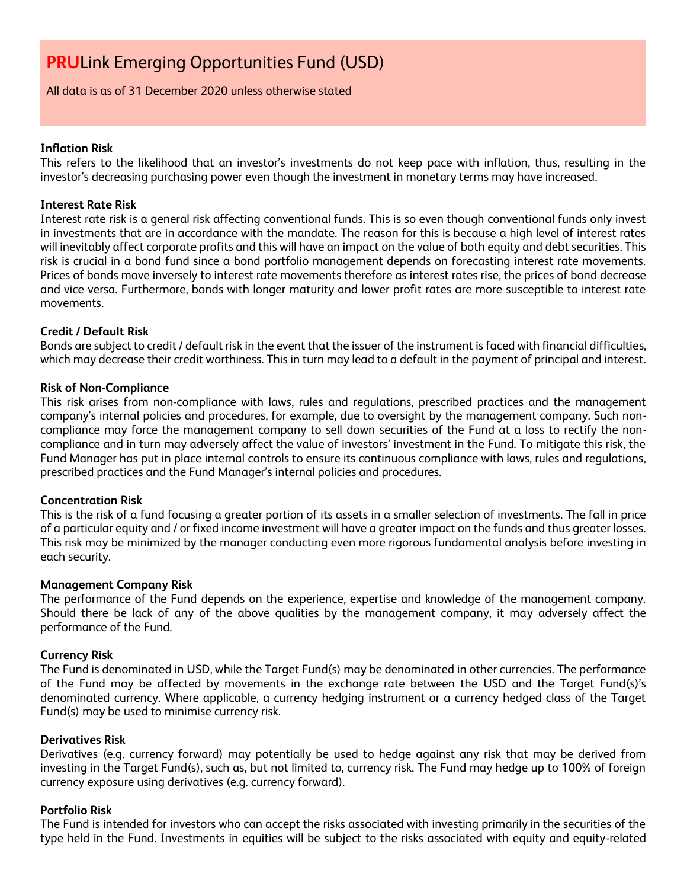# **PRU**Link Emerging Opportunities Fund (USD)

All data is as of 31 December 2020 unless otherwise stated

**Inflation Risk**
This refers to the likelihood that an investor's investments do not keep pace with inflation, thus, resulting in the investor's decreasing purchasing power even though the investment in monetary terms may have increased.

**Interest Rate Risk**
Interest rate risk is a general risk affecting conventional funds. This is so even though conventional funds only invest in investments that are in accordance with the mandate. The reason for this is because a high level of interest rates will inevitably affect corporate profits and this will have an impact on the value of both equity and debt securities. This risk is crucial in a bond fund since a bond portfolio management depends on forecasting interest rate movements. Prices of bonds move inversely to interest rate movements therefore as interest rates rise, the prices of bond decrease and vice versa. Furthermore, bonds with longer maturity and lower profit rates are more susceptible to interest rate movements.

**Credit / Default Risk**
Bonds are subject to credit / default risk in the event that the issuer of the instrument is faced with financial difficulties, which may decrease their credit worthiness. This in turn may lead to a default in the payment of principal and interest.

**Risk of Non-Compliance**
This risk arises from non-compliance with laws, rules and regulations, prescribed practices and the management company's internal policies and procedures, for example, due to oversight by the management company. Such non-compliance may force the management company to sell down securities of the Fund at a loss to rectify the non-compliance and in turn may adversely affect the value of investors' investment in the Fund. To mitigate this risk, the Fund Manager has put in place internal controls to ensure its continuous compliance with laws, rules and regulations, prescribed practices and the Fund Manager's internal policies and procedures.

**Concentration Risk**
This is the risk of a fund focusing a greater portion of its assets in a smaller selection of investments. The fall in price of a particular equity and / or fixed income investment will have a greater impact on the funds and thus greater losses. This risk may be minimized by the manager conducting even more rigorous fundamental analysis before investing in each security.

**Management Company Risk**
The performance of the Fund depends on the experience, expertise and knowledge of the management company. Should there be lack of any of the above qualities by the management company, it may adversely affect the performance of the Fund.

**Currency Risk**
The Fund is denominated in USD, while the Target Fund(s) may be denominated in other currencies. The performance of the Fund may be affected by movements in the exchange rate between the USD and the Target Fund(s)'s denominated currency. Where applicable, a currency hedging instrument or a currency hedged class of the Target Fund(s) may be used to minimise currency risk.

**Derivatives Risk**
Derivatives (e.g. currency forward) may potentially be used to hedge against any risk that may be derived from investing in the Target Fund(s), such as, but not limited to, currency risk. The Fund may hedge up to 100% of foreign currency exposure using derivatives (e.g. currency forward).

**Portfolio Risk**
The Fund is intended for investors who can accept the risks associated with investing primarily in the securities of the type held in the Fund. Investments in equities will be subject to the risks associated with equity and equity-related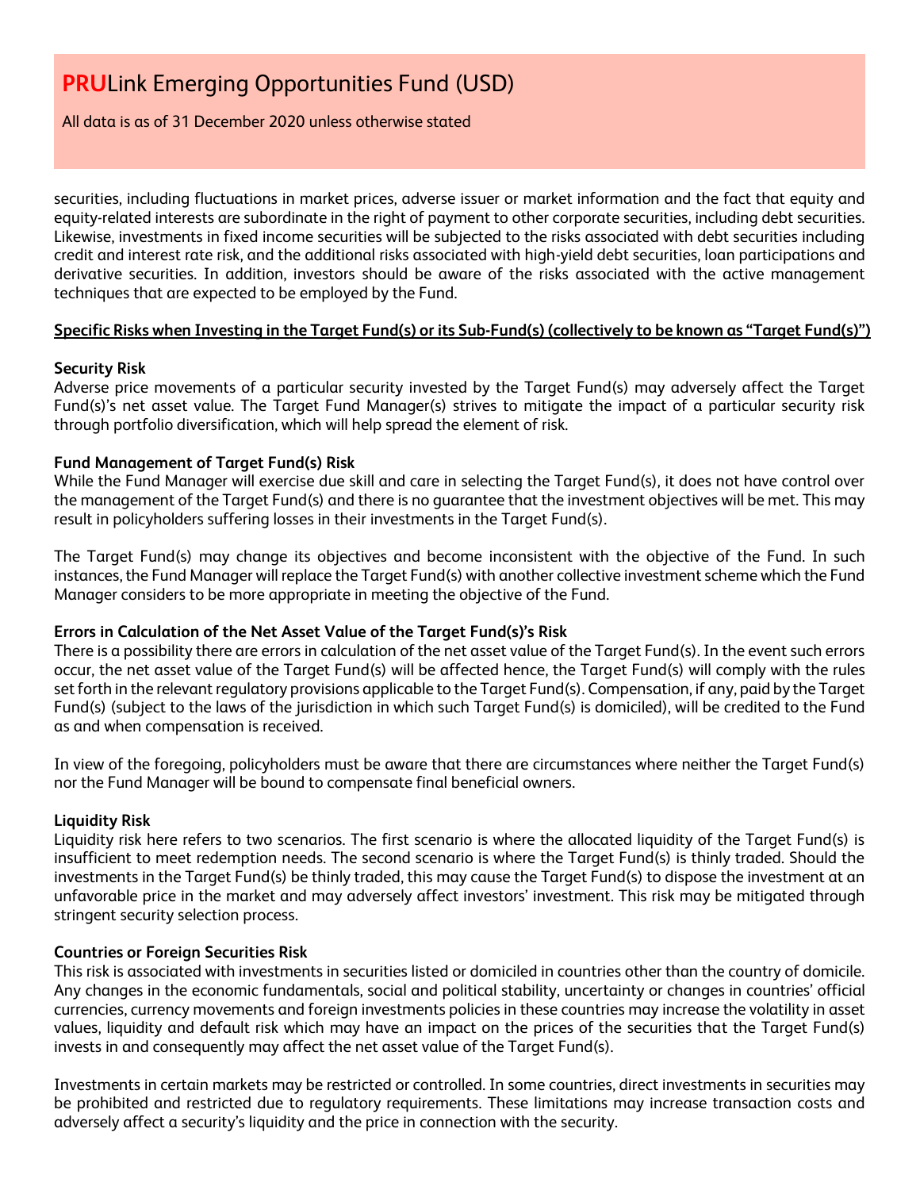securities, including fluctuations in market prices, adverse issuer or market information and the fact that equity and equity-related interests are subordinate in the right of payment to other corporate securities, including debt securities. Likewise, investments in fixed income securities will be subjected to the risks associated with debt securities including credit and interest rate risk, and the additional risks associated with high-yield debt securities, loan participations and derivative securities. In addition, investors should be aware of the risks associated with the active management techniques that are expected to be employed by the Fund.

**Specific Risks when Investing in the Target Fund(s) or its Sub-Fund(s) (collectively to be known as "Target Fund(s)")**

**Security Risk**

Adverse price movements of a particular security invested by the Target Fund(s) may adversely affect the Target Fund(s)'s net asset value. The Target Fund Manager(s) strives to mitigate the impact of a particular security risk through portfolio diversification, which will help spread the element of risk.

**Fund Management of Target Fund(s) Risk**

While the Fund Manager will exercise due skill and care in selecting the Target Fund(s), it does not have control over the management of the Target Fund(s) and there is no guarantee that the investment objectives will be met. This may result in policyholders suffering losses in their investments in the Target Fund(s).

The Target Fund(s) may change its objectives and become inconsistent with the objective of the Fund. In such instances, the Fund Manager will replace the Target Fund(s) with another collective investment scheme which the Fund Manager considers to be more appropriate in meeting the objective of the Fund.

**Errors in Calculation of the Net Asset Value of the Target Fund(s)'s Risk**

There is a possibility there are errors in calculation of the net asset value of the Target Fund(s). In the event such errors occur, the net asset value of the Target Fund(s) will be affected hence, the Target Fund(s) will comply with the rules set forth in the relevant regulatory provisions applicable to the Target Fund(s). Compensation, if any, paid by the Target Fund(s) (subject to the laws of the jurisdiction in which such Target Fund(s) is domiciled), will be credited to the Fund as and when compensation is received.

In view of the foregoing, policyholders must be aware that there are circumstances where neither the Target Fund(s) nor the Fund Manager will be bound to compensate final beneficial owners.

**Liquidity Risk**

Liquidity risk here refers to two scenarios. The first scenario is where the allocated liquidity of the Target Fund(s) is insufficient to meet redemption needs. The second scenario is where the Target Fund(s) is thinly traded. Should the investments in the Target Fund(s) be thinly traded, this may cause the Target Fund(s) to dispose the investment at an unfavorable price in the market and may adversely affect investors' investment. This risk may be mitigated through stringent security selection process.

**Countries or Foreign Securities Risk**

This risk is associated with investments in securities listed or domiciled in countries other than the country of domicile. Any changes in the economic fundamentals, social and political stability, uncertainty or changes in countries' official currencies, currency movements and foreign investments policies in these countries may increase the volatility in asset values, liquidity and default risk which may have an impact on the prices of the securities that the Target Fund(s) invests in and consequently may affect the net asset value of the Target Fund(s).

Investments in certain markets may be restricted or controlled. In some countries, direct investments in securities may be prohibited and restricted due to regulatory requirements. These limitations may increase transaction costs and adversely affect a security's liquidity and the price in connection with the security.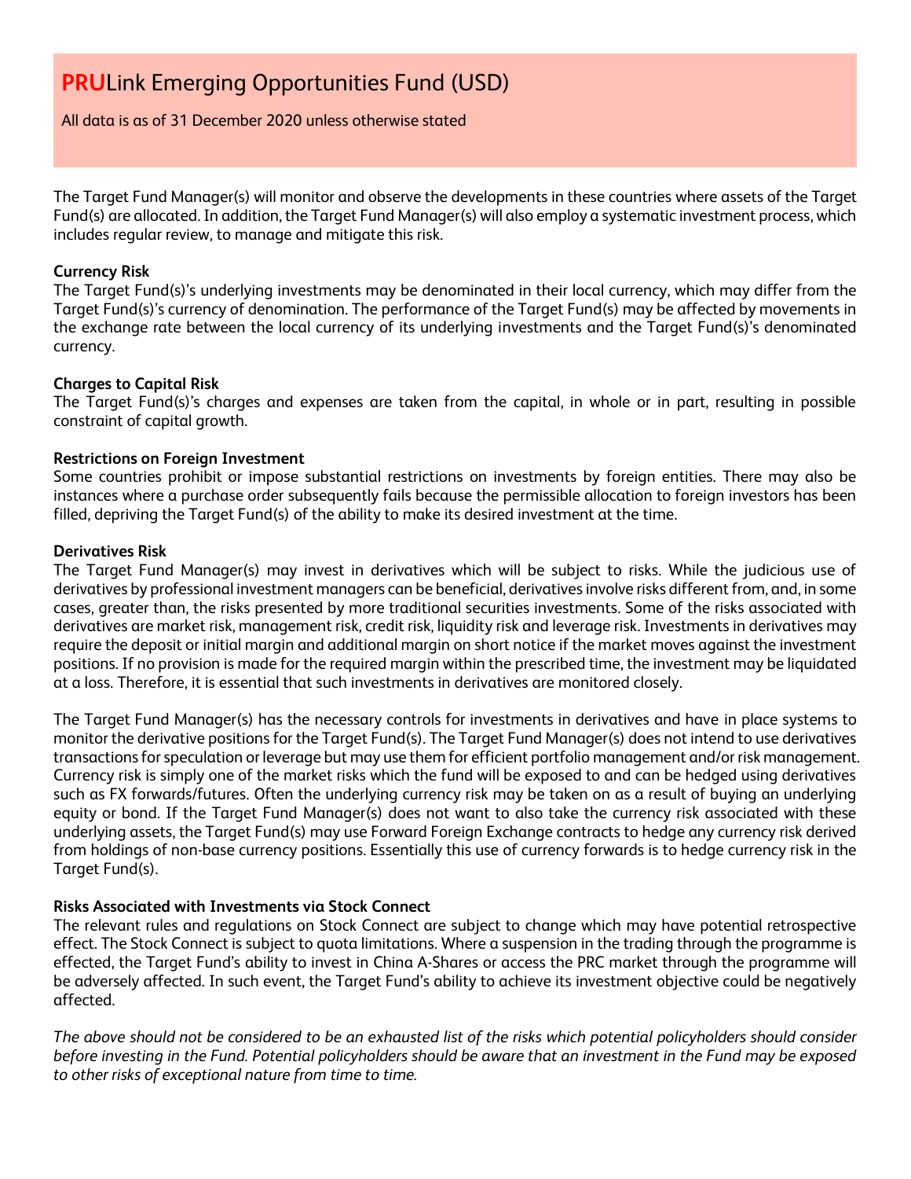The Target Fund Manager(s) will monitor and observe the developments in these countries where assets of the Target Fund(s) are allocated. In addition, the Target Fund Manager(s) will also employ a systematic investment process, which includes regular review, to manage and mitigate this risk.

**Currency Risk**
The Target Fund(s)'s underlying investments may be denominated in their local currency, which may differ from the Target Fund(s)'s currency of denomination. The performance of the Target Fund(s) may be affected by movements in the exchange rate between the local currency of its underlying investments and the Target Fund(s)'s denominated currency.

**Charges to Capital Risk**
The Target Fund(s)'s charges and expenses are taken from the capital, in whole or in part, resulting in possible constraint of capital growth.

**Restrictions on Foreign Investment**
Some countries prohibit or impose substantial restrictions on investments by foreign entities. There may also be instances where a purchase order subsequently fails because the permissible allocation to foreign investors has been filled, depriving the Target Fund(s) of the ability to make its desired investment at the time.

**Derivatives Risk**
The Target Fund Manager(s) may invest in derivatives which will be subject to risks. While the judicious use of derivatives by professional investment managers can be beneficial, derivatives involve risks different from, and, in some cases, greater than, the risks presented by more traditional securities investments. Some of the risks associated with derivatives are market risk, management risk, credit risk, liquidity risk and leverage risk. Investments in derivatives may require the deposit or initial margin and additional margin on short notice if the market moves against the investment positions. If no provision is made for the required margin within the prescribed time, the investment may be liquidated at a loss. Therefore, it is essential that such investments in derivatives are monitored closely.

The Target Fund Manager(s) has the necessary controls for investments in derivatives and have in place systems to monitor the derivative positions for the Target Fund(s). The Target Fund Manager(s) does not intend to use derivatives transactions for speculation or leverage but may use them for efficient portfolio management and/or risk management. Currency risk is simply one of the market risks which the fund will be exposed to and can be hedged using derivatives such as FX forwards/futures. Often the underlying currency risk may be taken on as a result of buying an underlying equity or bond. If the Target Fund Manager(s) does not want to also take the currency risk associated with these underlying assets, the Target Fund(s) may use Forward Foreign Exchange contracts to hedge any currency risk derived from holdings of non-base currency positions. Essentially this use of currency forwards is to hedge currency risk in the Target Fund(s).

**Risks Associated with Investments via Stock Connect**
The relevant rules and regulations on Stock Connect are subject to change which may have potential retrospective effect. The Stock Connect is subject to quota limitations. Where a suspension in the trading through the programme is effected, the Target Fund's ability to invest in China A-Shares or access the PRC market through the programme will be adversely affected. In such event, the Target Fund's ability to achieve its investment objective could be negatively affected.

*The above should not be considered to be an exhausted list of the risks which potential policyholders should consider before investing in the Fund. Potential policyholders should be aware that an investment in the Fund may be exposed to other risks of exceptional nature from time to time.*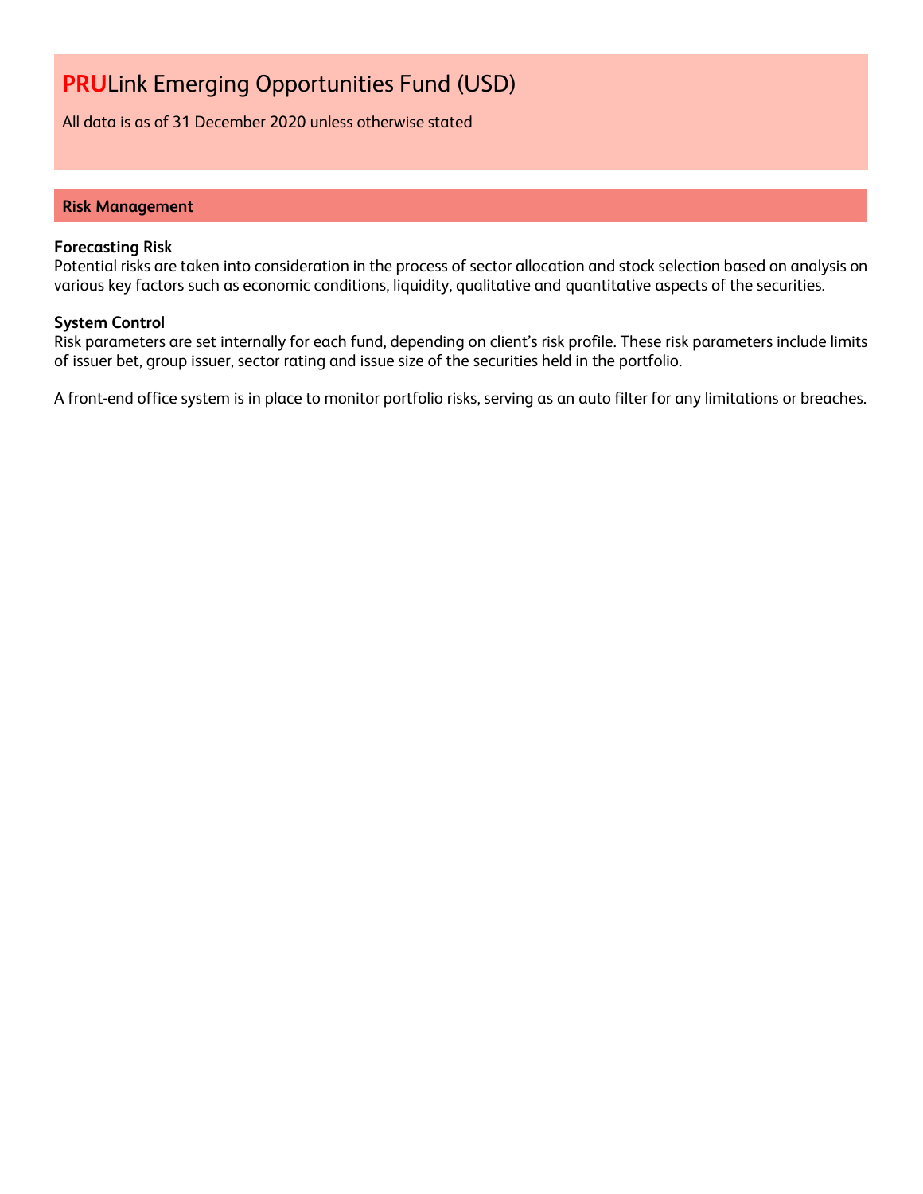# PRULink Emerging Opportunities Fund (USD)

All data is as of 31 December 2020 unless otherwise stated

## Risk Management

**Forecasting Risk**
Potential risks are taken into consideration in the process of sector allocation and stock selection based on analysis on various key factors such as economic conditions, liquidity, qualitative and quantitative aspects of the securities.

**System Control**
Risk parameters are set internally for each fund, depending on client's risk profile. These risk parameters include limits of issuer bet, group issuer, sector rating and issue size of the securities held in the portfolio.

A front-end office system is in place to monitor portfolio risks, serving as an auto filter for any limitations or breaches.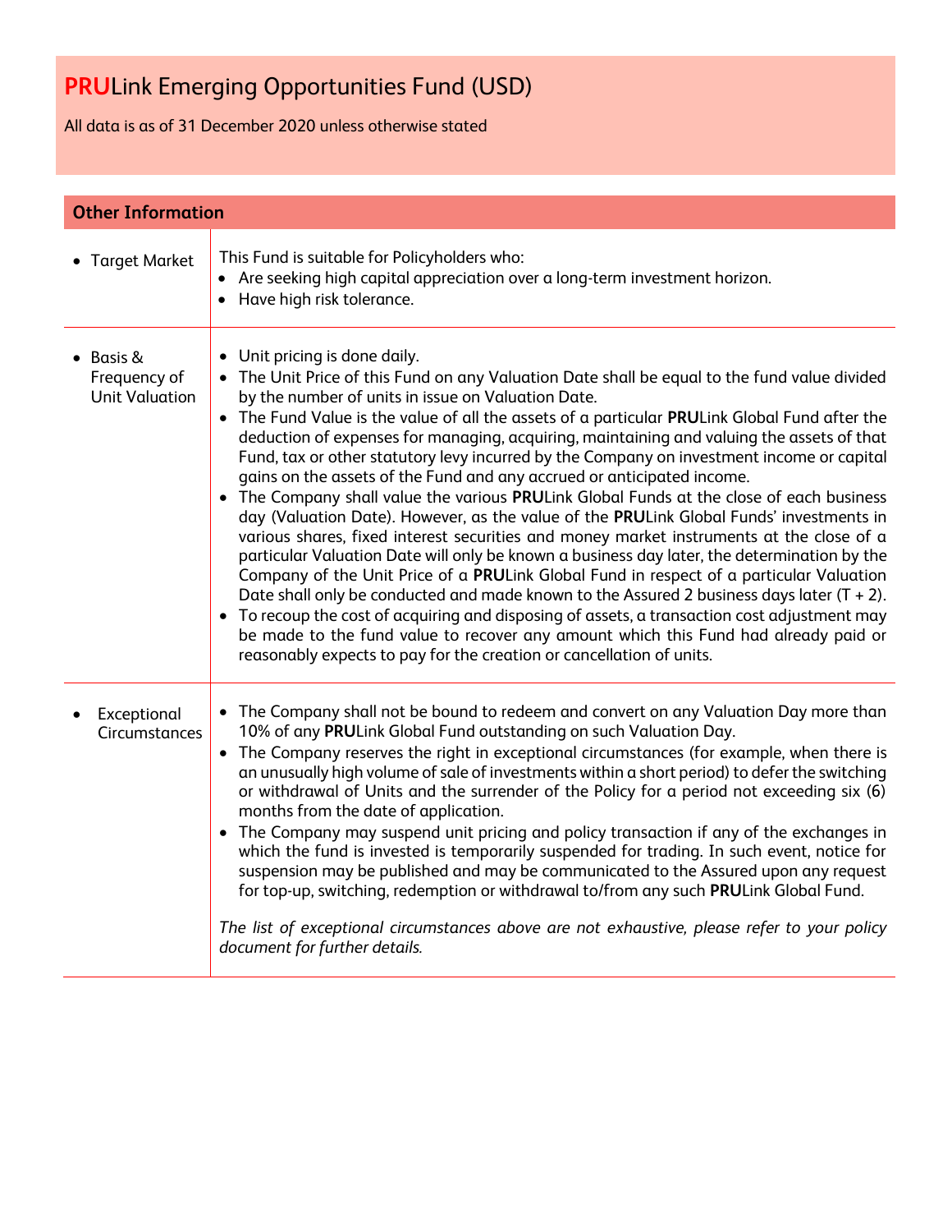# **PRU**Link Emerging Opportunities Fund (USD)

All data is as of 31 December 2020 unless otherwise stated

## Other Information

| | |
|---|---|
| • Target Market | This Fund is suitable for Policyholders who:<br>• Are seeking high capital appreciation over a long-term investment horizon.<br>• Have high risk tolerance. |
| • Basis & Frequency of Unit Valuation | • Unit pricing is done daily.<br>• The Unit Price of this Fund on any Valuation Date shall be equal to the fund value divided by the number of units in issue on Valuation Date.<br>• The Fund Value is the value of all the assets of a particular **PRU**Link Global Fund after the deduction of expenses for managing, acquiring, maintaining and valuing the assets of that Fund, tax or other statutory levy incurred by the Company on investment income or capital gains on the assets of the Fund and any accrued or anticipated income.<br>• The Company shall value the various **PRU**Link Global Funds at the close of each business day (Valuation Date). However, as the value of the **PRU**Link Global Funds' investments in various shares, fixed interest securities and money market instruments at the close of a particular Valuation Date will only be known a business day later, the determination by the Company of the Unit Price of a **PRU**Link Global Fund in respect of a particular Valuation Date shall only be conducted and made known to the Assured 2 business days later (T + 2).<br>• To recoup the cost of acquiring and disposing of assets, a transaction cost adjustment may be made to the fund value to recover any amount which this Fund had already paid or reasonably expects to pay for the creation or cancellation of units. |
| • Exceptional Circumstances | • The Company shall not be bound to redeem and convert on any Valuation Day more than 10% of any **PRU**Link Global Fund outstanding on such Valuation Day.<br>• The Company reserves the right in exceptional circumstances (for example, when there is an unusually high volume of sale of investments within a short period) to defer the switching or withdrawal of Units and the surrender of the Policy for a period not exceeding six (6) months from the date of application.<br>• The Company may suspend unit pricing and policy transaction if any of the exchanges in which the fund is invested is temporarily suspended for trading. In such event, notice for suspension may be published and may be communicated to the Assured upon any request for top-up, switching, redemption or withdrawal to/from any such **PRU**Link Global Fund.<br><br>*The list of exceptional circumstances above are not exhaustive, please refer to your policy document for further details.* |